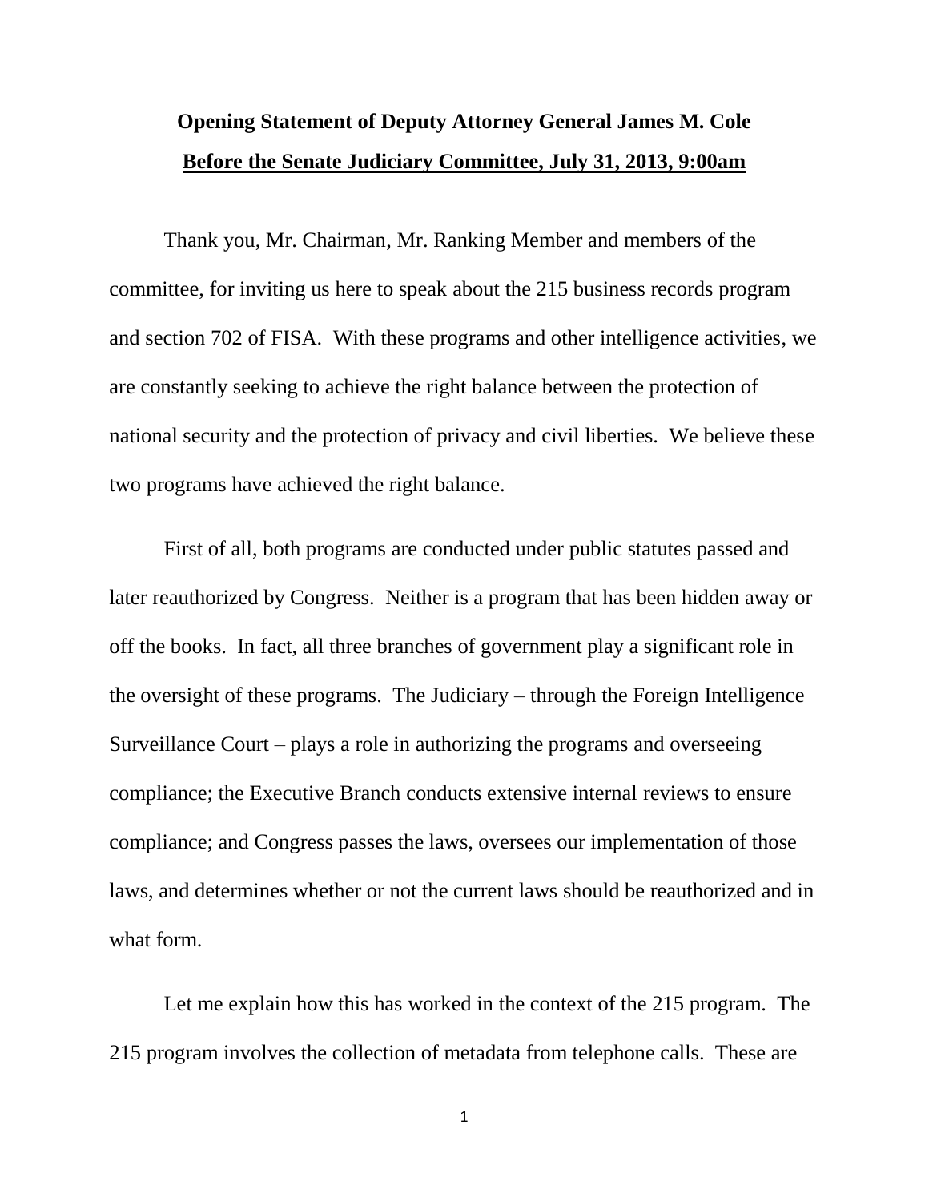# Opening Statement of Deputy Attorney General James M. Cole

## Before the Senate Judiciary Committee, July 31, 2013, 9:00am

Thank you, Mr. Chairman, Mr. Ranking Member and members of the committee, for inviting us here to speak about the 215 business records program and section 702 of FISA. With these programs and other intelligence activities, we are constantly seeking to achieve the right balance between the protection of national security and the protection of privacy and civil liberties. We believe these two programs have achieved the right balance.

First of all, both programs are conducted under public statutes passed and later reauthorized by Congress. Neither is a program that has been hidden away or off the books. In fact, all three branches of government play a significant role in the oversight of these programs. The Judiciary – through the Foreign Intelligence Surveillance Court – plays a role in authorizing the programs and overseeing compliance; the Executive Branch conducts extensive internal reviews to ensure compliance; and Congress passes the laws, oversees our implementation of those laws, and determines whether or not the current laws should be reauthorized and in what form.

Let me explain how this has worked in the context of the 215 program. The 215 program involves the collection of metadata from telephone calls. These are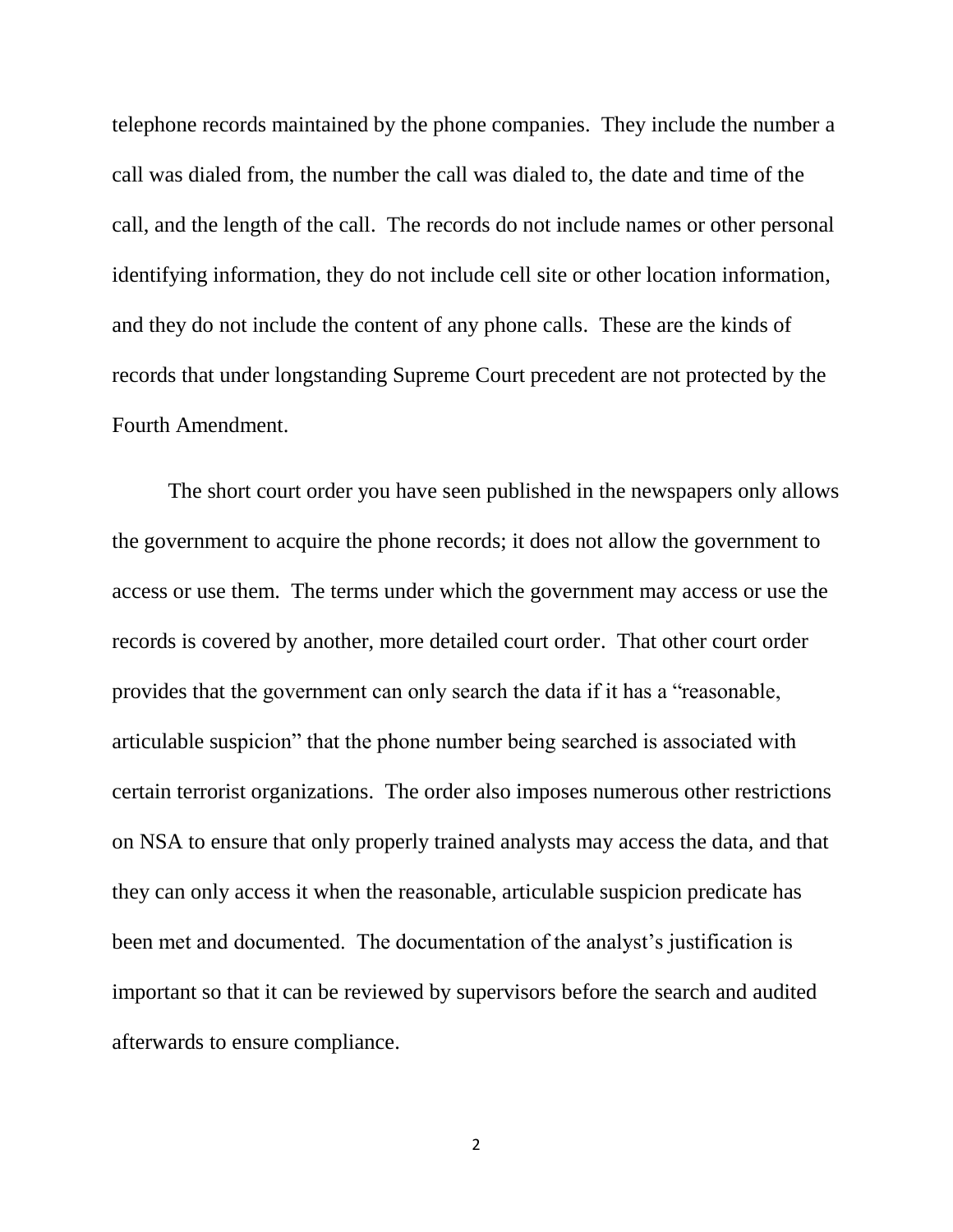telephone records maintained by the phone companies. They include the number a call was dialed from, the number the call was dialed to, the date and time of the call, and the length of the call. The records do not include names or other personal identifying information, they do not include cell site or other location information, and they do not include the content of any phone calls. These are the kinds of records that under longstanding Supreme Court precedent are not protected by the Fourth Amendment.

The short court order you have seen published in the newspapers only allows the government to acquire the phone records; it does not allow the government to access or use them. The terms under which the government may access or use the records is covered by another, more detailed court order. That other court order provides that the government can only search the data if it has a "reasonable, articulable suspicion" that the phone number being searched is associated with certain terrorist organizations. The order also imposes numerous other restrictions on NSA to ensure that only properly trained analysts may access the data, and that they can only access it when the reasonable, articulable suspicion predicate has been met and documented. The documentation of the analyst's justification is important so that it can be reviewed by supervisors before the search and audited afterwards to ensure compliance.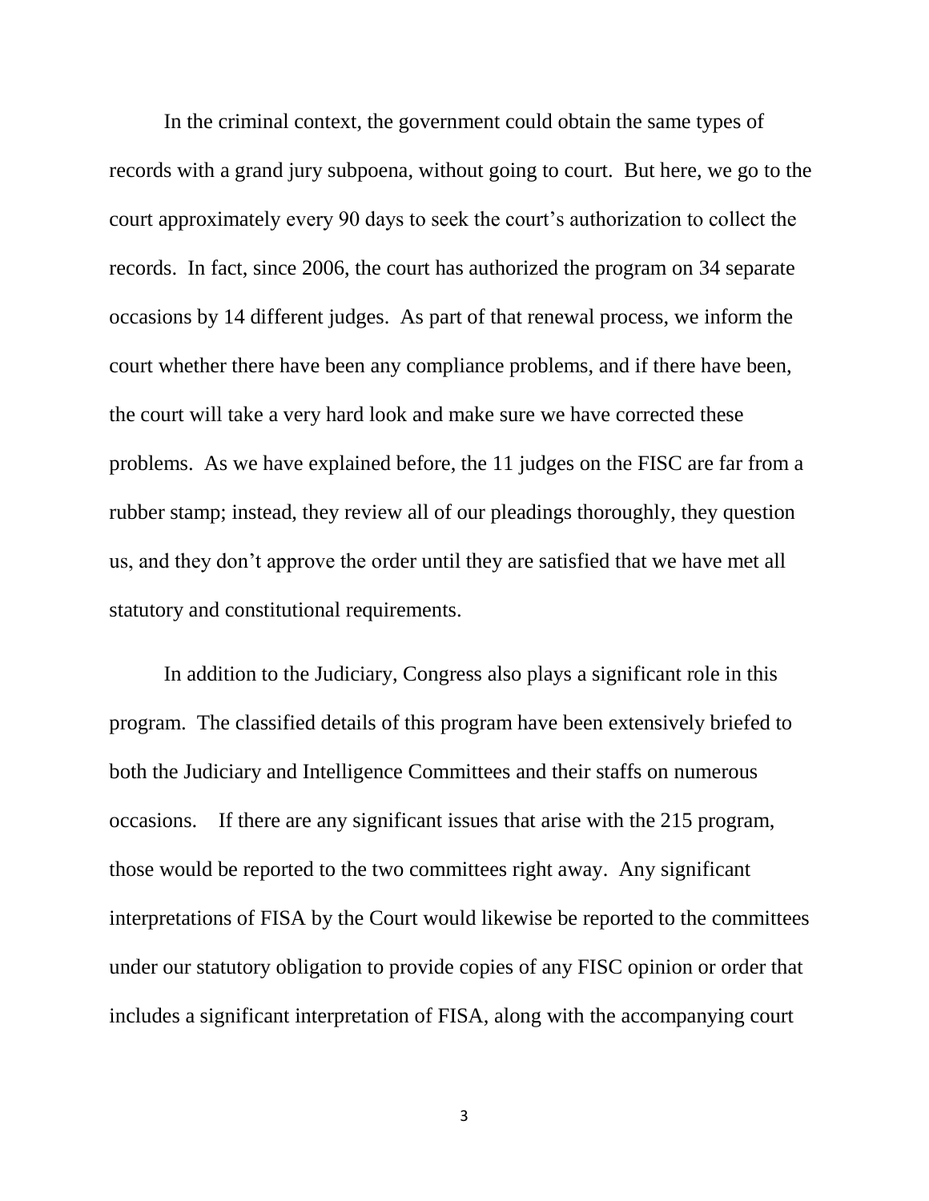In the criminal context, the government could obtain the same types of records with a grand jury subpoena, without going to court. But here, we go to the court approximately every 90 days to seek the court's authorization to collect the records. In fact, since 2006, the court has authorized the program on 34 separate occasions by 14 different judges. As part of that renewal process, we inform the court whether there have been any compliance problems, and if there have been, the court will take a very hard look and make sure we have corrected these problems. As we have explained before, the 11 judges on the FISC are far from a rubber stamp; instead, they review all of our pleadings thoroughly, they question us, and they don't approve the order until they are satisfied that we have met all statutory and constitutional requirements.

In addition to the Judiciary, Congress also plays a significant role in this program. The classified details of this program have been extensively briefed to both the Judiciary and Intelligence Committees and their staffs on numerous occasions. If there are any significant issues that arise with the 215 program, those would be reported to the two committees right away. Any significant interpretations of FISA by the Court would likewise be reported to the committees under our statutory obligation to provide copies of any FISC opinion or order that includes a significant interpretation of FISA, along with the accompanying court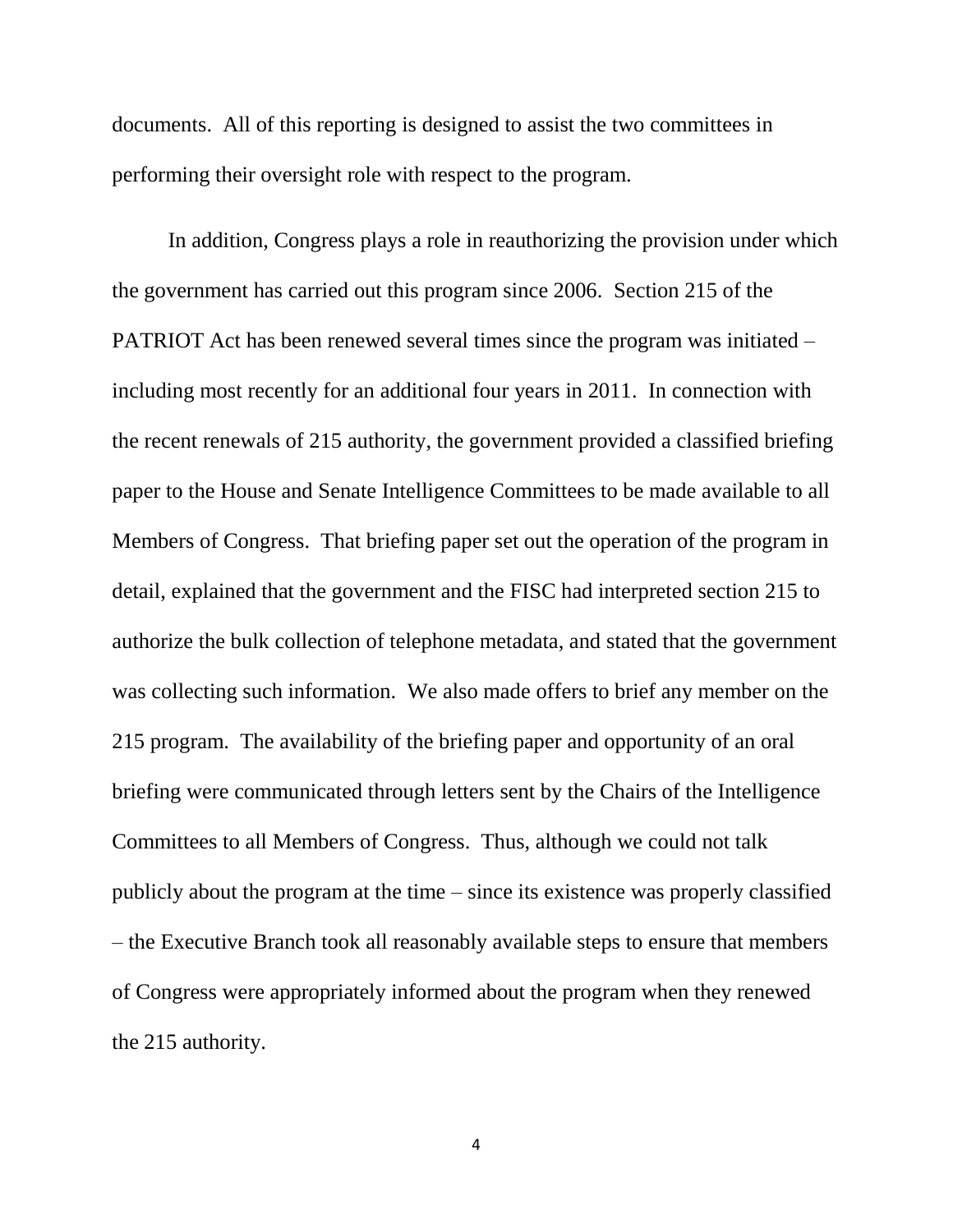documents. All of this reporting is designed to assist the two committees in performing their oversight role with respect to the program.

In addition, Congress plays a role in reauthorizing the provision under which the government has carried out this program since 2006. Section 215 of the PATRIOT Act has been renewed several times since the program was initiated – including most recently for an additional four years in 2011. In connection with the recent renewals of 215 authority, the government provided a classified briefing paper to the House and Senate Intelligence Committees to be made available to all Members of Congress. That briefing paper set out the operation of the program in detail, explained that the government and the FISC had interpreted section 215 to authorize the bulk collection of telephone metadata, and stated that the government was collecting such information. We also made offers to brief any member on the 215 program. The availability of the briefing paper and opportunity of an oral briefing were communicated through letters sent by the Chairs of the Intelligence Committees to all Members of Congress. Thus, although we could not talk publicly about the program at the time – since its existence was properly classified – the Executive Branch took all reasonably available steps to ensure that members of Congress were appropriately informed about the program when they renewed the 215 authority.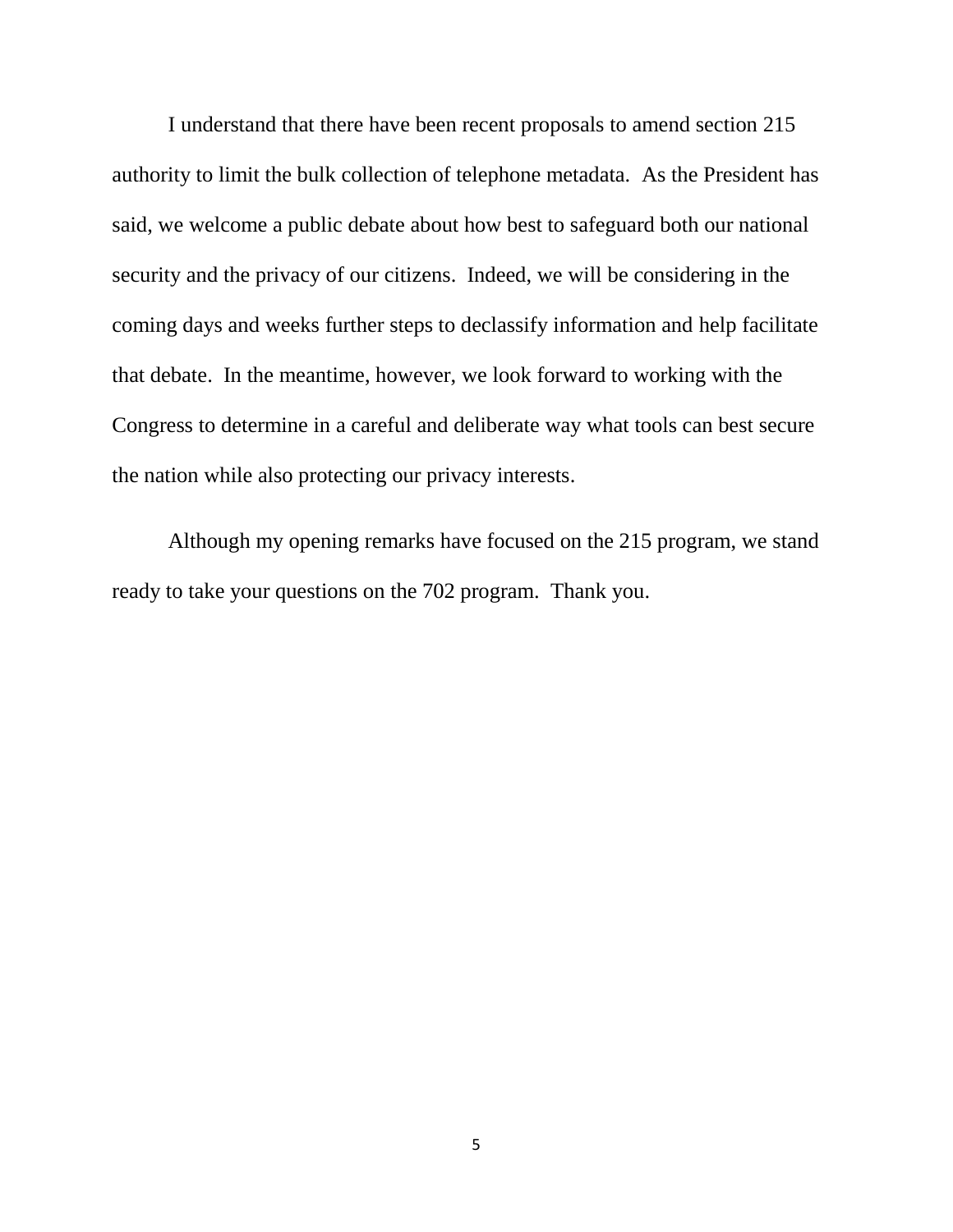I understand that there have been recent proposals to amend section 215 authority to limit the bulk collection of telephone metadata. As the President has said, we welcome a public debate about how best to safeguard both our national security and the privacy of our citizens. Indeed, we will be considering in the coming days and weeks further steps to declassify information and help facilitate that debate. In the meantime, however, we look forward to working with the Congress to determine in a careful and deliberate way what tools can best secure the nation while also protecting our privacy interests.

Although my opening remarks have focused on the 215 program, we stand ready to take your questions on the 702 program. Thank you.